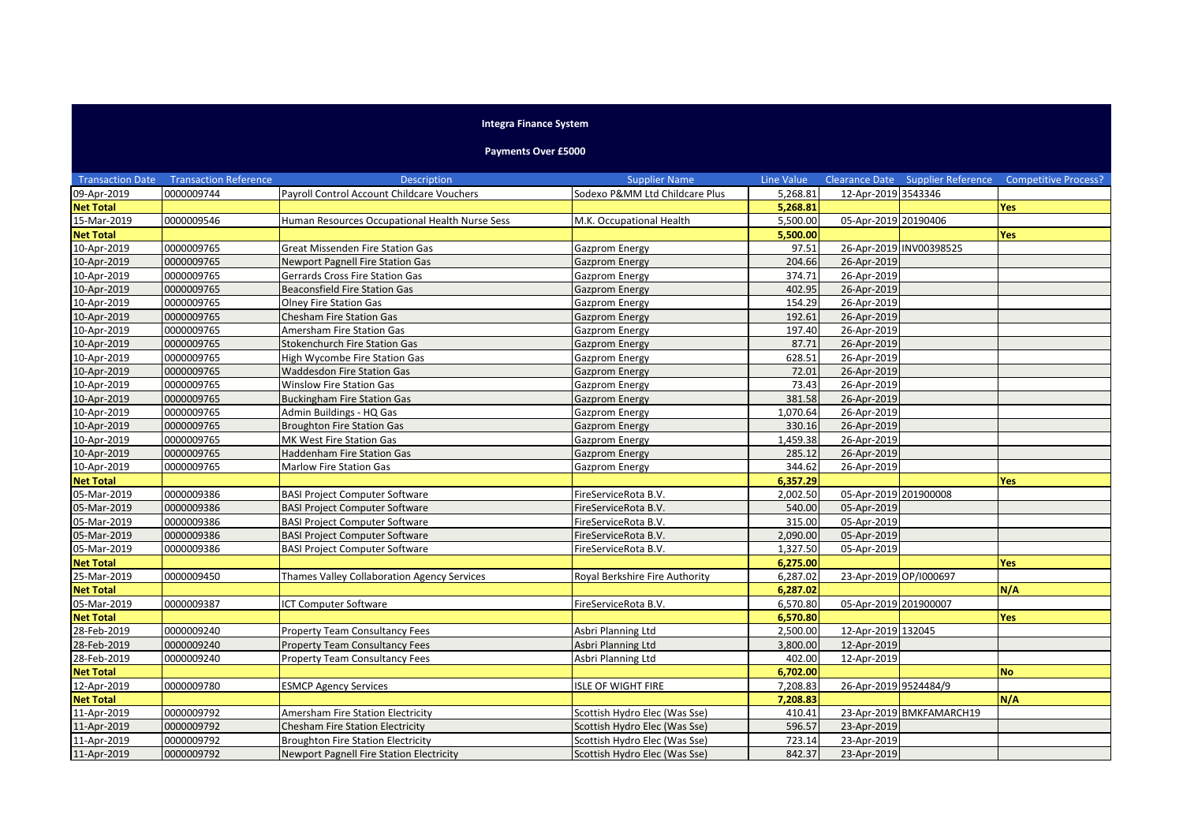## Integra Finance System

### Payments Over £5000

| Transaction Date | Transaction Reference | Description | Supplier Name | Line Value | Clearance Date | Supplier Reference | Competitive Process? |
|---|---|---|---|---|---|---|---|
| 09-Apr-2019 | 0000009744 | Payroll Control Account Childcare Vouchers | Sodexo P&MM Ltd Childcare Plus | 5,268.81 | 12-Apr-2019 | 3543346 | |
| **Net Total** | | | | **5,268.81** | | | **Yes** |
| 15-Mar-2019 | 0000009546 | Human Resources Occupational Health Nurse Sess | M.K. Occupational Health | 5,500.00 | 05-Apr-2019 | 20190406 | |
| **Net Total** | | | | **5,500.00** | | | **Yes** |
| 10-Apr-2019 | 0000009765 | Great Missenden Fire Station Gas | Gazprom Energy | 97.51 | 26-Apr-2019 | INV00398525 | |
| 10-Apr-2019 | 0000009765 | Newport Pagnell Fire Station Gas | Gazprom Energy | 204.66 | 26-Apr-2019 | | |
| 10-Apr-2019 | 0000009765 | Gerrards Cross Fire Station Gas | Gazprom Energy | 374.71 | 26-Apr-2019 | | |
| 10-Apr-2019 | 0000009765 | Beaconsfield Fire Station Gas | Gazprom Energy | 402.95 | 26-Apr-2019 | | |
| 10-Apr-2019 | 0000009765 | Olney Fire Station Gas | Gazprom Energy | 154.29 | 26-Apr-2019 | | |
| 10-Apr-2019 | 0000009765 | Chesham Fire Station Gas | Gazprom Energy | 192.61 | 26-Apr-2019 | | |
| 10-Apr-2019 | 0000009765 | Amersham Fire Station Gas | Gazprom Energy | 197.40 | 26-Apr-2019 | | |
| 10-Apr-2019 | 0000009765 | Stokenchurch Fire Station Gas | Gazprom Energy | 87.71 | 26-Apr-2019 | | |
| 10-Apr-2019 | 0000009765 | High Wycombe Fire Station Gas | Gazprom Energy | 628.51 | 26-Apr-2019 | | |
| 10-Apr-2019 | 0000009765 | Waddesdon Fire Station Gas | Gazprom Energy | 72.01 | 26-Apr-2019 | | |
| 10-Apr-2019 | 0000009765 | Winslow Fire Station Gas | Gazprom Energy | 73.43 | 26-Apr-2019 | | |
| 10-Apr-2019 | 0000009765 | Buckingham Fire Station Gas | Gazprom Energy | 381.58 | 26-Apr-2019 | | |
| 10-Apr-2019 | 0000009765 | Admin Buildings - HQ Gas | Gazprom Energy | 1,070.64 | 26-Apr-2019 | | |
| 10-Apr-2019 | 0000009765 | Broughton Fire Station Gas | Gazprom Energy | 330.16 | 26-Apr-2019 | | |
| 10-Apr-2019 | 0000009765 | MK West Fire Station Gas | Gazprom Energy | 1,459.38 | 26-Apr-2019 | | |
| 10-Apr-2019 | 0000009765 | Haddenham Fire Station Gas | Gazprom Energy | 285.12 | 26-Apr-2019 | | |
| 10-Apr-2019 | 0000009765 | Marlow Fire Station Gas | Gazprom Energy | 344.62 | 26-Apr-2019 | | |
| **Net Total** | | | | **6,357.29** | | | **Yes** |
| 05-Mar-2019 | 0000009386 | BASI Project Computer Software | FireServiceRota B.V. | 2,002.50 | 05-Apr-2019 | 201900008 | |
| 05-Mar-2019 | 0000009386 | BASI Project Computer Software | FireServiceRota B.V. | 540.00 | 05-Apr-2019 | | |
| 05-Mar-2019 | 0000009386 | BASI Project Computer Software | FireServiceRota B.V. | 315.00 | 05-Apr-2019 | | |
| 05-Mar-2019 | 0000009386 | BASI Project Computer Software | FireServiceRota B.V. | 2,090.00 | 05-Apr-2019 | | |
| 05-Mar-2019 | 0000009386 | BASI Project Computer Software | FireServiceRota B.V. | 1,327.50 | 05-Apr-2019 | | |
| **Net Total** | | | | **6,275.00** | | | **Yes** |
| 25-Mar-2019 | 0000009450 | Thames Valley Collaboration Agency Services | Royal Berkshire Fire Authority | 6,287.02 | 23-Apr-2019 | OP/I000697 | |
| **Net Total** | | | | **6,287.02** | | | **N/A** |
| 05-Mar-2019 | 0000009387 | ICT Computer Software | FireServiceRota B.V. | 6,570.80 | 05-Apr-2019 | 201900007 | |
| **Net Total** | | | | **6,570.80** | | | **Yes** |
| 28-Feb-2019 | 0000009240 | Property Team Consultancy Fees | Asbri Planning Ltd | 2,500.00 | 12-Apr-2019 | 132045 | |
| 28-Feb-2019 | 0000009240 | Property Team Consultancy Fees | Asbri Planning Ltd | 3,800.00 | 12-Apr-2019 | | |
| 28-Feb-2019 | 0000009240 | Property Team Consultancy Fees | Asbri Planning Ltd | 402.00 | 12-Apr-2019 | | |
| **Net Total** | | | | **6,702.00** | | | **No** |
| 12-Apr-2019 | 0000009780 | ESMCP Agency Services | ISLE OF WIGHT FIRE | 7,208.83 | 26-Apr-2019 | 9524484/9 | |
| **Net Total** | | | | **7,208.83** | | | **N/A** |
| 11-Apr-2019 | 0000009792 | Amersham Fire Station Electricity | Scottish Hydro Elec (Was Sse) | 410.41 | 23-Apr-2019 | BMKFAMARCH19 | |
| 11-Apr-2019 | 0000009792 | Chesham Fire Station Electricity | Scottish Hydro Elec (Was Sse) | 596.57 | 23-Apr-2019 | | |
| 11-Apr-2019 | 0000009792 | Broughton Fire Station Electricity | Scottish Hydro Elec (Was Sse) | 723.14 | 23-Apr-2019 | | |
| 11-Apr-2019 | 0000009792 | Newport Pagnell Fire Station Electricity | Scottish Hydro Elec (Was Sse) | 842.37 | 23-Apr-2019 | | |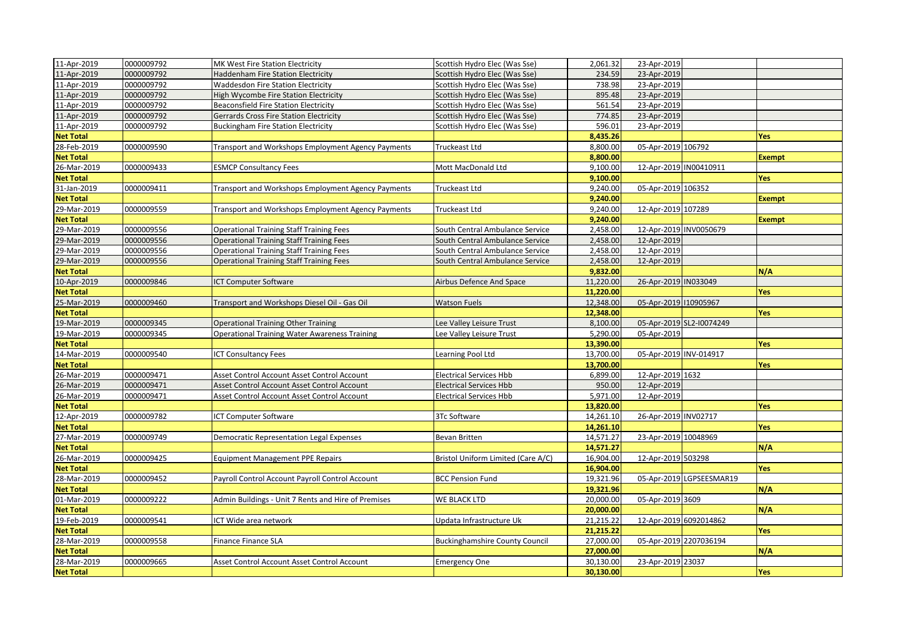| | | | | | | | |
|---|---|---|---|---|---|---|---|
| 11-Apr-2019 | 0000009792 | MK West Fire Station Electricity | Scottish Hydro Elec (Was Sse) | 2,061.32 | 23-Apr-2019 | | |
| 11-Apr-2019 | 0000009792 | Haddenham Fire Station Electricity | Scottish Hydro Elec (Was Sse) | 234.59 | 23-Apr-2019 | | |
| 11-Apr-2019 | 0000009792 | Waddesdon Fire Station Electricity | Scottish Hydro Elec (Was Sse) | 738.98 | 23-Apr-2019 | | |
| 11-Apr-2019 | 0000009792 | High Wycombe Fire Station Electricity | Scottish Hydro Elec (Was Sse) | 895.48 | 23-Apr-2019 | | |
| 11-Apr-2019 | 0000009792 | Beaconsfield Fire Station Electricity | Scottish Hydro Elec (Was Sse) | 561.54 | 23-Apr-2019 | | |
| 11-Apr-2019 | 0000009792 | Gerrards Cross Fire Station Electricity | Scottish Hydro Elec (Was Sse) | 774.85 | 23-Apr-2019 | | |
| 11-Apr-2019 | 0000009792 | Buckingham Fire Station Electricity | Scottish Hydro Elec (Was Sse) | 596.01 | 23-Apr-2019 | | |
| **Net Total** | | | | **8,435.26** | | | **Yes** |
| 28-Feb-2019 | 0000009590 | Transport and Workshops Employment Agency Payments | Truckeast Ltd | 8,800.00 | 05-Apr-2019 | 106792 | |
| **Net Total** | | | | **8,800.00** | | | **Exempt** |
| 26-Mar-2019 | 0000009433 | ESMCP Consultancy Fees | Mott MacDonald Ltd | 9,100.00 | 12-Apr-2019 | IN00410911 | |
| **Net Total** | | | | **9,100.00** | | | **Yes** |
| 31-Jan-2019 | 0000009411 | Transport and Workshops Employment Agency Payments | Truckeast Ltd | 9,240.00 | 05-Apr-2019 | 106352 | |
| **Net Total** | | | | **9,240.00** | | | **Exempt** |
| 29-Mar-2019 | 0000009559 | Transport and Workshops Employment Agency Payments | Truckeast Ltd | 9,240.00 | 12-Apr-2019 | 107289 | |
| **Net Total** | | | | **9,240.00** | | | **Exempt** |
| 29-Mar-2019 | 0000009556 | Operational Training Staff Training Fees | South Central Ambulance Service | 2,458.00 | 12-Apr-2019 | INV0050679 | |
| 29-Mar-2019 | 0000009556 | Operational Training Staff Training Fees | South Central Ambulance Service | 2,458.00 | 12-Apr-2019 | | |
| 29-Mar-2019 | 0000009556 | Operational Training Staff Training Fees | South Central Ambulance Service | 2,458.00 | 12-Apr-2019 | | |
| 29-Mar-2019 | 0000009556 | Operational Training Staff Training Fees | South Central Ambulance Service | 2,458.00 | 12-Apr-2019 | | |
| **Net Total** | | | | **9,832.00** | | | **N/A** |
| 10-Apr-2019 | 0000009846 | ICT Computer Software | Airbus Defence And Space | 11,220.00 | 26-Apr-2019 | IN033049 | |
| **Net Total** | | | | **11,220.00** | | | **Yes** |
| 25-Mar-2019 | 0000009460 | Transport and Workshops Diesel Oil - Gas Oil | Watson Fuels | 12,348.00 | 05-Apr-2019 | I10905967 | |
| **Net Total** | | | | **12,348.00** | | | **Yes** |
| 19-Mar-2019 | 0000009345 | Operational Training Other Training | Lee Valley Leisure Trust | 8,100.00 | 05-Apr-2019 | SL2-I0074249 | |
| 19-Mar-2019 | 0000009345 | Operational Training Water Awareness Training | Lee Valley Leisure Trust | 5,290.00 | 05-Apr-2019 | | |
| **Net Total** | | | | **13,390.00** | | | **Yes** |
| 14-Mar-2019 | 0000009540 | ICT Consultancy Fees | Learning Pool Ltd | 13,700.00 | 05-Apr-2019 | INV-014917 | |
| **Net Total** | | | | **13,700.00** | | | **Yes** |
| 26-Mar-2019 | 0000009471 | Asset Control Account Asset Control Account | Electrical Services Hbb | 6,899.00 | 12-Apr-2019 | 1632 | |
| 26-Mar-2019 | 0000009471 | Asset Control Account Asset Control Account | Electrical Services Hbb | 950.00 | 12-Apr-2019 | | |
| 26-Mar-2019 | 0000009471 | Asset Control Account Asset Control Account | Electrical Services Hbb | 5,971.00 | 12-Apr-2019 | | |
| **Net Total** | | | | **13,820.00** | | | **Yes** |
| 12-Apr-2019 | 0000009782 | ICT Computer Software | 3Tc Software | 14,261.10 | 26-Apr-2019 | INV02717 | |
| **Net Total** | | | | **14,261.10** | | | **Yes** |
| 27-Mar-2019 | 0000009749 | Democratic Representation Legal Expenses | Bevan Britten | 14,571.27 | 23-Apr-2019 | 10048969 | |
| **Net Total** | | | | **14,571.27** | | | **N/A** |
| 26-Mar-2019 | 0000009425 | Equipment Management PPE Repairs | Bristol Uniform Limited (Care A/C) | 16,904.00 | 12-Apr-2019 | 503298 | |
| **Net Total** | | | | **16,904.00** | | | **Yes** |
| 28-Mar-2019 | 0000009452 | Payroll Control Account Payroll Control Account | BCC Pension Fund | 19,321.96 | 05-Apr-2019 | LGPSEESMAR19 | |
| **Net Total** | | | | **19,321.96** | | | **N/A** |
| 01-Mar-2019 | 0000009222 | Admin Buildings - Unit 7 Rents and Hire of Premises | WE BLACK LTD | 20,000.00 | 05-Apr-2019 | 3609 | |
| **Net Total** | | | | **20,000.00** | | | **N/A** |
| 19-Feb-2019 | 0000009541 | ICT Wide area network | Updata Infrastructure Uk | 21,215.22 | 12-Apr-2019 | 6092014862 | |
| **Net Total** | | | | **21,215.22** | | | **Yes** |
| 28-Mar-2019 | 0000009558 | Finance Finance SLA | Buckinghamshire County Council | 27,000.00 | 05-Apr-2019 | 2207036194 | |
| **Net Total** | | | | **27,000.00** | | | **N/A** |
| 28-Mar-2019 | 0000009665 | Asset Control Account Asset Control Account | Emergency One | 30,130.00 | 23-Apr-2019 | 23037 | |
| **Net Total** | | | | **30,130.00** | | | **Yes** |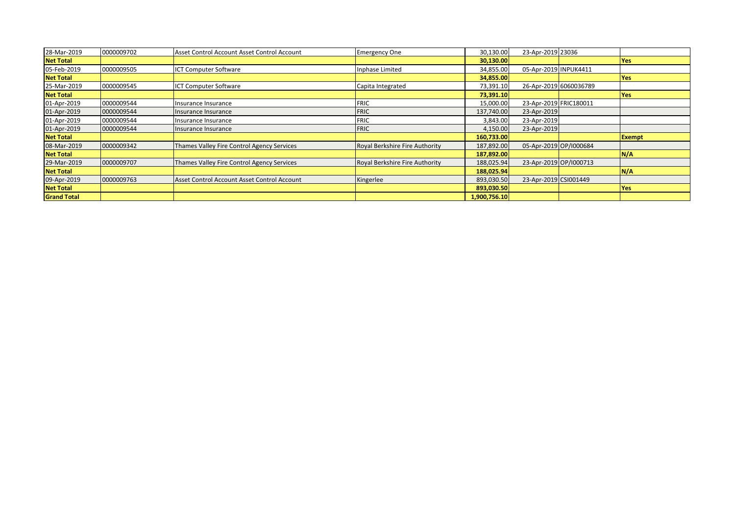| | | | | | | | |
|---|---|---|---|---|---|---|---|
| 28-Mar-2019 | 0000009702 | Asset Control Account Asset Control Account | Emergency One | 30,130.00 | 23-Apr-2019 | 23036 | |
| **Net Total** | | | | **30,130.00** | | | **Yes** |
| 05-Feb-2019 | 0000009505 | ICT Computer Software | Inphase Limited | 34,855.00 | 05-Apr-2019 | INPUK4411 | |
| **Net Total** | | | | **34,855.00** | | | **Yes** |
| 25-Mar-2019 | 0000009545 | ICT Computer Software | Capita Integrated | 73,391.10 | 26-Apr-2019 | 6060036789 | |
| **Net Total** | | | | **73,391.10** | | | **Yes** |
| 01-Apr-2019 | 0000009544 | Insurance Insurance | FRIC | 15,000.00 | 23-Apr-2019 | FRIC180011 | |
| 01-Apr-2019 | 0000009544 | Insurance Insurance | FRIC | 137,740.00 | 23-Apr-2019 | | |
| 01-Apr-2019 | 0000009544 | Insurance Insurance | FRIC | 3,843.00 | 23-Apr-2019 | | |
| 01-Apr-2019 | 0000009544 | Insurance Insurance | FRIC | 4,150.00 | 23-Apr-2019 | | |
| **Net Total** | | | | **160,733.00** | | | **Exempt** |
| 08-Mar-2019 | 0000009342 | Thames Valley Fire Control Agency Services | Royal Berkshire Fire Authority | 187,892.00 | 05-Apr-2019 | OP/I000684 | |
| **Net Total** | | | | **187,892.00** | | | **N/A** |
| 29-Mar-2019 | 0000009707 | Thames Valley Fire Control Agency Services | Royal Berkshire Fire Authority | 188,025.94 | 23-Apr-2019 | OP/I000713 | |
| **Net Total** | | | | **188,025.94** | | | **N/A** |
| 09-Apr-2019 | 0000009763 | Asset Control Account Asset Control Account | Kingerlee | 893,030.50 | 23-Apr-2019 | CSI001449 | |
| **Net Total** | | | | **893,030.50** | | | **Yes** |
| **Grand Total** | | | | **1,900,756.10** | | | |